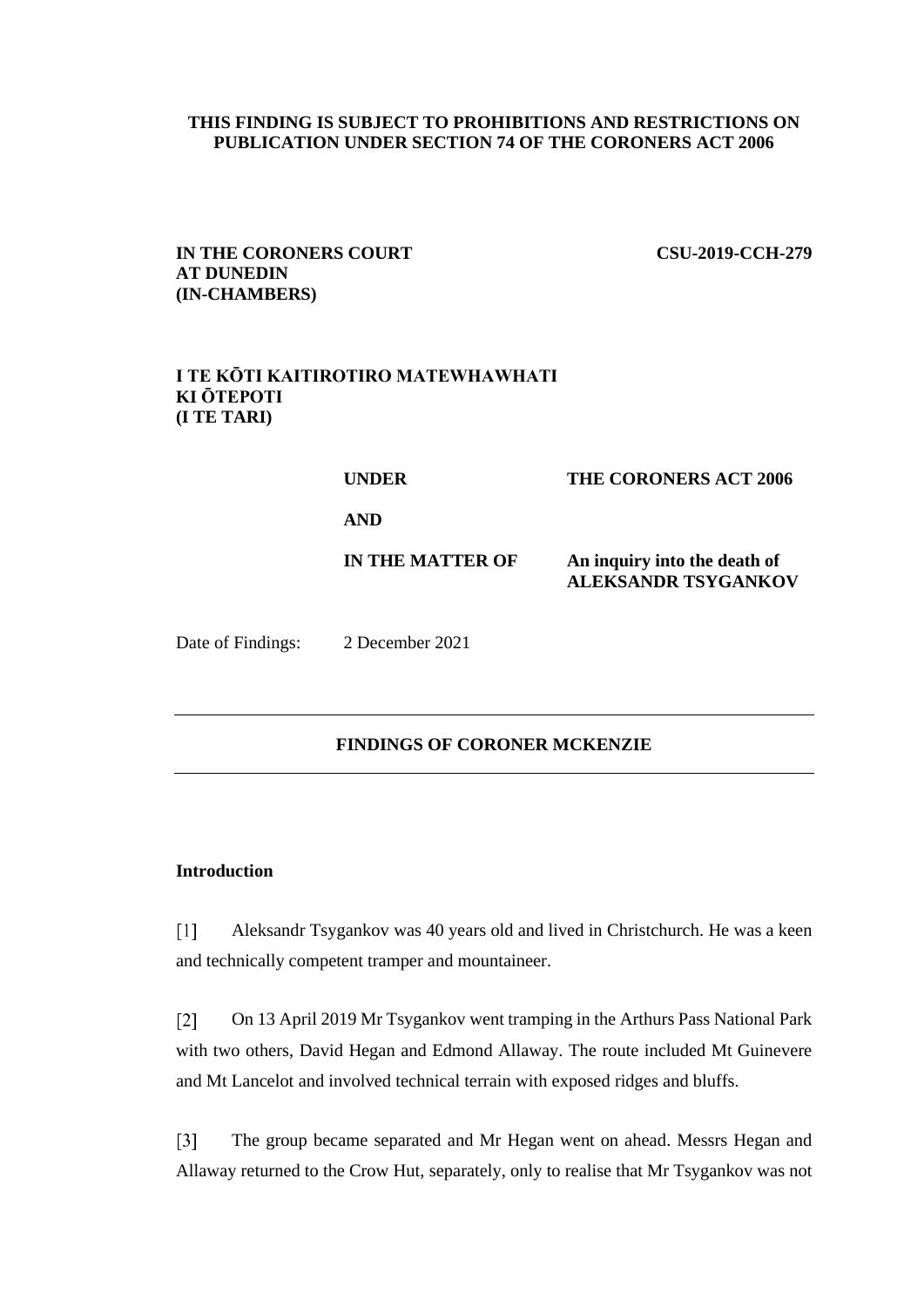**THIS FINDING IS SUBJECT TO PROHIBITIONS AND RESTRICTIONS ON PUBLICATION UNDER SECTION 74 OF THE CORONERS ACT 2006**

**IN THE CORONERS COURT AT DUNEDIN (IN-CHAMBERS)**

**CSU-2019-CCH-279**

**I TE KŌTI KAITIROTIRO MATEWHAWHATI KI ŌTEPOTI (I TE TARI)**

| | |
|---|---|
| **UNDER** | **THE CORONERS ACT 2006** |
| **AND** | |
| **IN THE MATTER OF** | **An inquiry into the death of ALEKSANDR TSYGANKOV** |

Date of Findings: 2 December 2021

---

**FINDINGS OF CORONER MCKENZIE**

---

**Introduction**

[1] Aleksandr Tsygankov was 40 years old and lived in Christchurch. He was a keen and technically competent tramper and mountaineer.

[2] On 13 April 2019 Mr Tsygankov went tramping in the Arthurs Pass National Park with two others, David Hegan and Edmond Allaway. The route included Mt Guinevere and Mt Lancelot and involved technical terrain with exposed ridges and bluffs.

[3] The group became separated and Mr Hegan went on ahead. Messrs Hegan and Allaway returned to the Crow Hut, separately, only to realise that Mr Tsygankov was not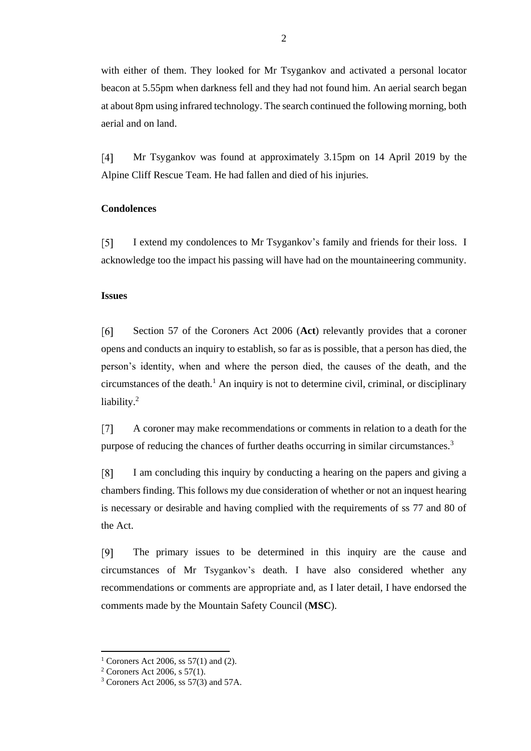with either of them. They looked for Mr Tsygankov and activated a personal locator beacon at 5.55pm when darkness fell and they had not found him. An aerial search began at about 8pm using infrared technology. The search continued the following morning, both aerial and on land.

[4] Mr Tsygankov was found at approximately 3.15pm on 14 April 2019 by the Alpine Cliff Rescue Team. He had fallen and died of his injuries.

**Condolences**

[5] I extend my condolences to Mr Tsygankov's family and friends for their loss. I acknowledge too the impact his passing will have had on the mountaineering community.

**Issues**

[6] Section 57 of the Coroners Act 2006 (**Act**) relevantly provides that a coroner opens and conducts an inquiry to establish, so far as is possible, that a person has died, the person's identity, when and where the person died, the causes of the death, and the circumstances of the death.[1] An inquiry is not to determine civil, criminal, or disciplinary liability.[2]

[7] A coroner may make recommendations or comments in relation to a death for the purpose of reducing the chances of further deaths occurring in similar circumstances.[3]

[8] I am concluding this inquiry by conducting a hearing on the papers and giving a chambers finding. This follows my due consideration of whether or not an inquest hearing is necessary or desirable and having complied with the requirements of ss 77 and 80 of the Act.

[9] The primary issues to be determined in this inquiry are the cause and circumstances of Mr Tsygankov's death. I have also considered whether any recommendations or comments are appropriate and, as I later detail, I have endorsed the comments made by the Mountain Safety Council (**MSC**).

---

[1] Coroners Act 2006, ss 57(1) and (2).
[2] Coroners Act 2006, s 57(1).
[3] Coroners Act 2006, ss 57(3) and 57A.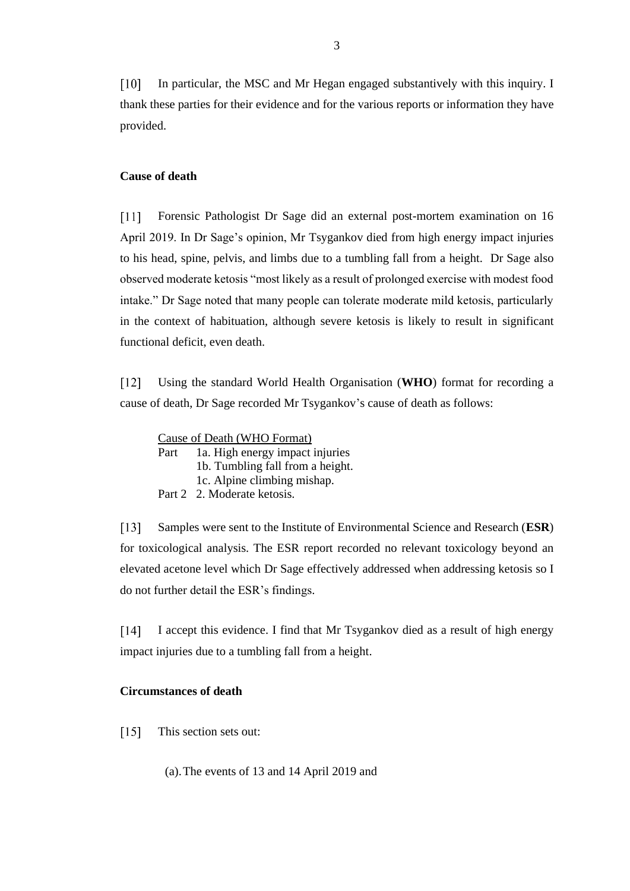[10] In particular, the MSC and Mr Hegan engaged substantively with this inquiry. I thank these parties for their evidence and for the various reports or information they have provided.

**Cause of death**

[11] Forensic Pathologist Dr Sage did an external post-mortem examination on 16 April 2019. In Dr Sage's opinion, Mr Tsygankov died from high energy impact injuries to his head, spine, pelvis, and limbs due to a tumbling fall from a height. Dr Sage also observed moderate ketosis "most likely as a result of prolonged exercise with modest food intake." Dr Sage noted that many people can tolerate moderate mild ketosis, particularly in the context of habituation, although severe ketosis is likely to result in significant functional deficit, even death.

[12] Using the standard World Health Organisation (**WHO**) format for recording a cause of death, Dr Sage recorded Mr Tsygankov's cause of death as follows:

> <u>Cause of Death (WHO Format)</u>
> Part 1a. High energy impact injuries
> 1b. Tumbling fall from a height.
> 1c. Alpine climbing mishap.
> Part 2 2. Moderate ketosis.

[13] Samples were sent to the Institute of Environmental Science and Research (**ESR**) for toxicological analysis. The ESR report recorded no relevant toxicology beyond an elevated acetone level which Dr Sage effectively addressed when addressing ketosis so I do not further detail the ESR's findings.

[14] I accept this evidence. I find that Mr Tsygankov died as a result of high energy impact injuries due to a tumbling fall from a height.

**Circumstances of death**

[15] This section sets out:

(a). The events of 13 and 14 April 2019 and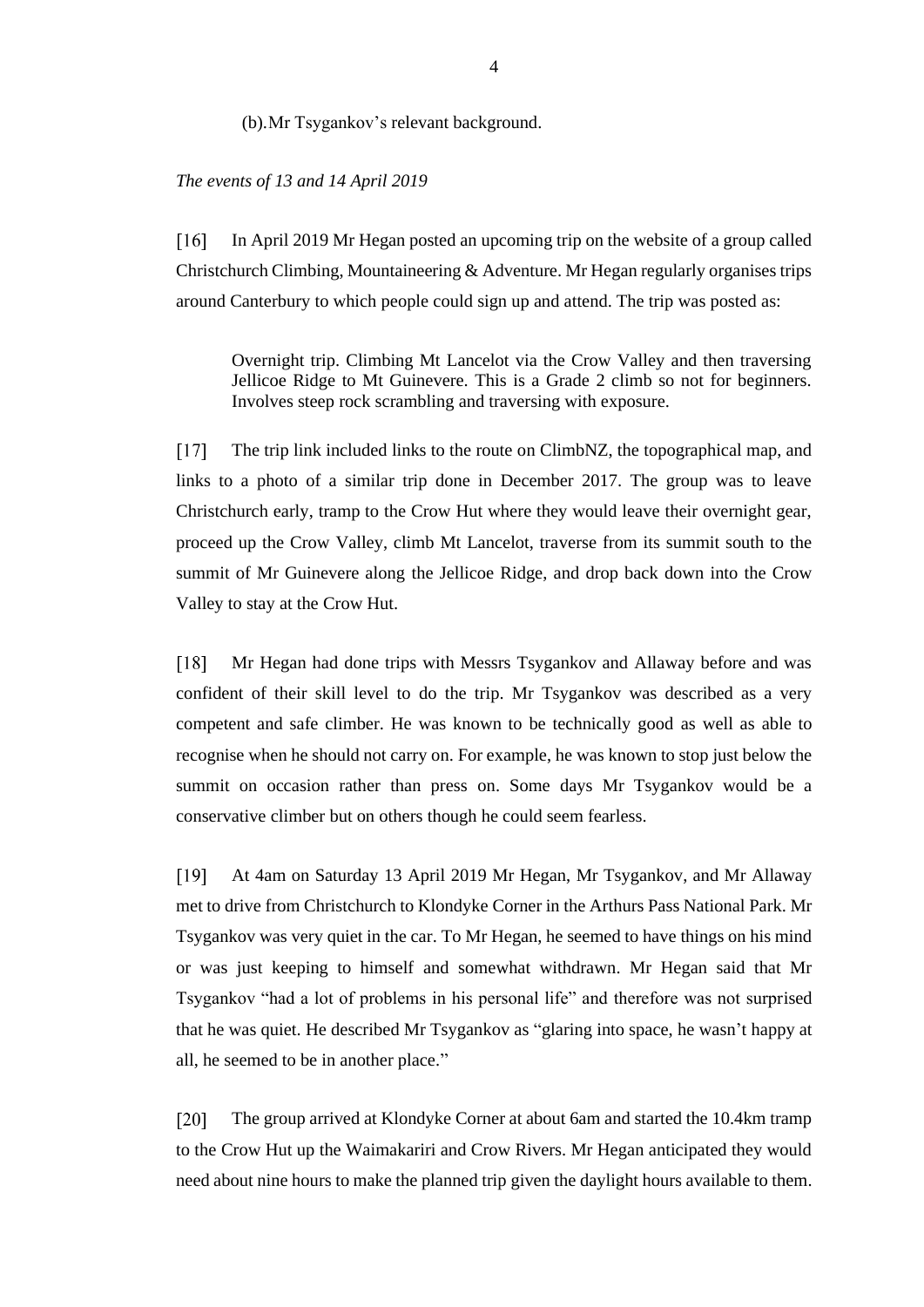(b). Mr Tsygankov's relevant background.

*The events of 13 and 14 April 2019*

[16] In April 2019 Mr Hegan posted an upcoming trip on the website of a group called Christchurch Climbing, Mountaineering & Adventure. Mr Hegan regularly organises trips around Canterbury to which people could sign up and attend. The trip was posted as:

> Overnight trip. Climbing Mt Lancelot via the Crow Valley and then traversing Jellicoe Ridge to Mt Guinevere. This is a Grade 2 climb so not for beginners. Involves steep rock scrambling and traversing with exposure.

[17] The trip link included links to the route on ClimbNZ, the topographical map, and links to a photo of a similar trip done in December 2017. The group was to leave Christchurch early, tramp to the Crow Hut where they would leave their overnight gear, proceed up the Crow Valley, climb Mt Lancelot, traverse from its summit south to the summit of Mr Guinevere along the Jellicoe Ridge, and drop back down into the Crow Valley to stay at the Crow Hut.

[18] Mr Hegan had done trips with Messrs Tsygankov and Allaway before and was confident of their skill level to do the trip. Mr Tsygankov was described as a very competent and safe climber. He was known to be technically good as well as able to recognise when he should not carry on. For example, he was known to stop just below the summit on occasion rather than press on. Some days Mr Tsygankov would be a conservative climber but on others though he could seem fearless.

[19] At 4am on Saturday 13 April 2019 Mr Hegan, Mr Tsygankov, and Mr Allaway met to drive from Christchurch to Klondyke Corner in the Arthurs Pass National Park. Mr Tsygankov was very quiet in the car. To Mr Hegan, he seemed to have things on his mind or was just keeping to himself and somewhat withdrawn. Mr Hegan said that Mr Tsygankov "had a lot of problems in his personal life" and therefore was not surprised that he was quiet. He described Mr Tsygankov as "glaring into space, he wasn't happy at all, he seemed to be in another place."

[20] The group arrived at Klondyke Corner at about 6am and started the 10.4km tramp to the Crow Hut up the Waimakariri and Crow Rivers. Mr Hegan anticipated they would need about nine hours to make the planned trip given the daylight hours available to them.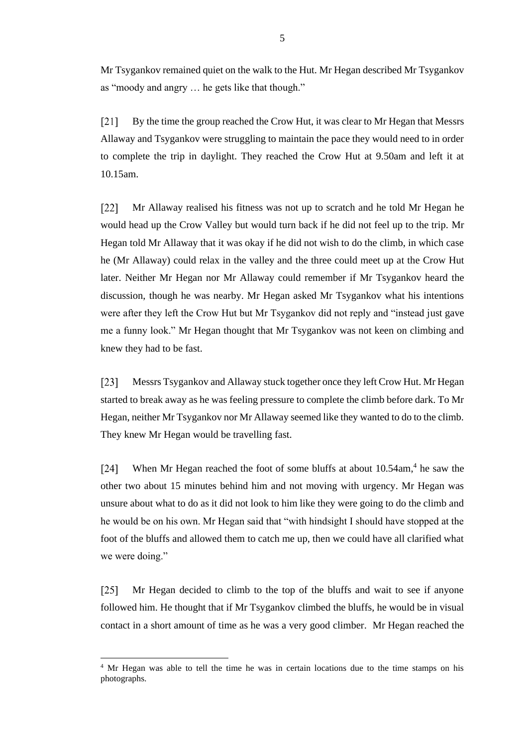Mr Tsygankov remained quiet on the walk to the Hut. Mr Hegan described Mr Tsygankov as "moody and angry … he gets like that though."

[21] By the time the group reached the Crow Hut, it was clear to Mr Hegan that Messrs Allaway and Tsygankov were struggling to maintain the pace they would need to in order to complete the trip in daylight. They reached the Crow Hut at 9.50am and left it at 10.15am.

[22] Mr Allaway realised his fitness was not up to scratch and he told Mr Hegan he would head up the Crow Valley but would turn back if he did not feel up to the trip. Mr Hegan told Mr Allaway that it was okay if he did not wish to do the climb, in which case he (Mr Allaway) could relax in the valley and the three could meet up at the Crow Hut later. Neither Mr Hegan nor Mr Allaway could remember if Mr Tsygankov heard the discussion, though he was nearby. Mr Hegan asked Mr Tsygankov what his intentions were after they left the Crow Hut but Mr Tsygankov did not reply and "instead just gave me a funny look." Mr Hegan thought that Mr Tsygankov was not keen on climbing and knew they had to be fast.

[23] Messrs Tsygankov and Allaway stuck together once they left Crow Hut. Mr Hegan started to break away as he was feeling pressure to complete the climb before dark. To Mr Hegan, neither Mr Tsygankov nor Mr Allaway seemed like they wanted to do to the climb. They knew Mr Hegan would be travelling fast.

[24] When Mr Hegan reached the foot of some bluffs at about 10.54am,[4] he saw the other two about 15 minutes behind him and not moving with urgency. Mr Hegan was unsure about what to do as it did not look to him like they were going to do the climb and he would be on his own. Mr Hegan said that "with hindsight I should have stopped at the foot of the bluffs and allowed them to catch me up, then we could have all clarified what we were doing."

[25] Mr Hegan decided to climb to the top of the bluffs and wait to see if anyone followed him. He thought that if Mr Tsygankov climbed the bluffs, he would be in visual contact in a short amount of time as he was a very good climber. Mr Hegan reached the

[4] Mr Hegan was able to tell the time he was in certain locations due to the time stamps on his photographs.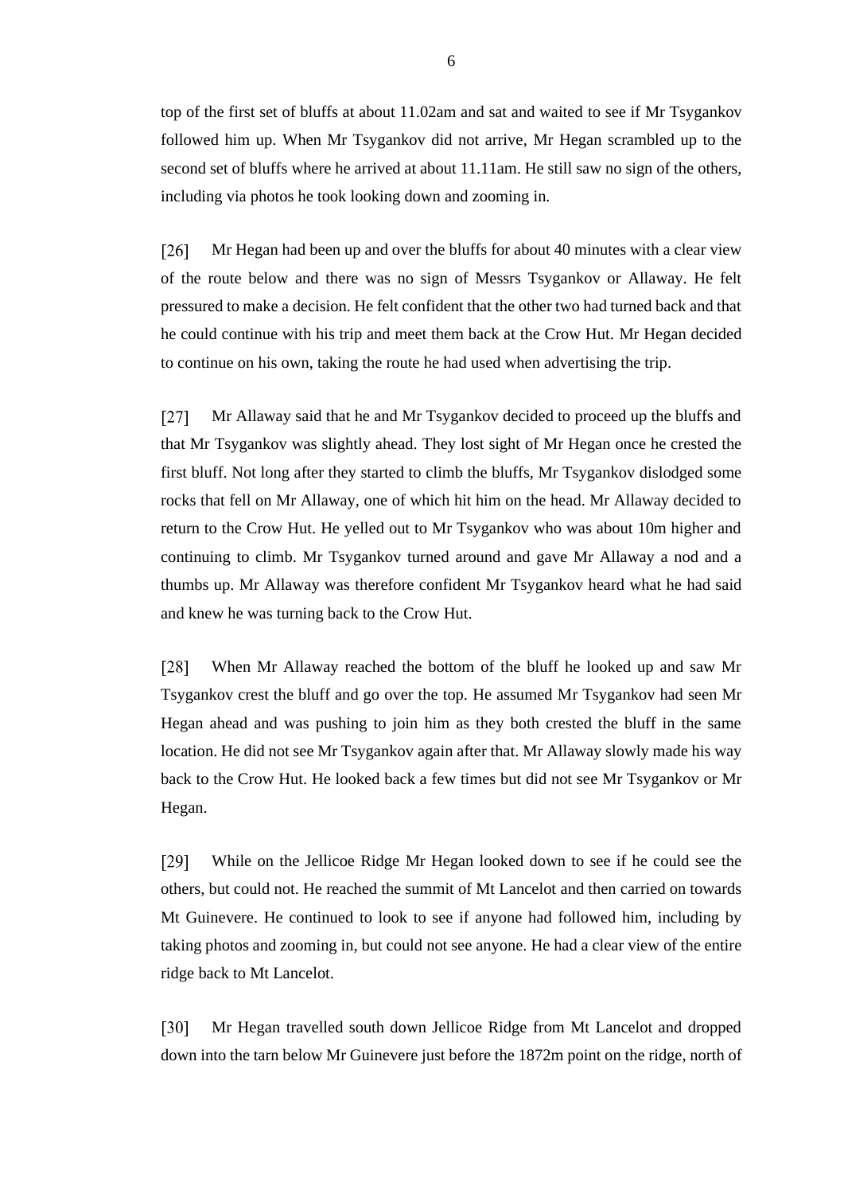top of the first set of bluffs at about 11.02am and sat and waited to see if Mr Tsygankov followed him up. When Mr Tsygankov did not arrive, Mr Hegan scrambled up to the second set of bluffs where he arrived at about 11.11am. He still saw no sign of the others, including via photos he took looking down and zooming in.

[26] Mr Hegan had been up and over the bluffs for about 40 minutes with a clear view of the route below and there was no sign of Messrs Tsygankov or Allaway. He felt pressured to make a decision. He felt confident that the other two had turned back and that he could continue with his trip and meet them back at the Crow Hut. Mr Hegan decided to continue on his own, taking the route he had used when advertising the trip.

[27] Mr Allaway said that he and Mr Tsygankov decided to proceed up the bluffs and that Mr Tsygankov was slightly ahead. They lost sight of Mr Hegan once he crested the first bluff. Not long after they started to climb the bluffs, Mr Tsygankov dislodged some rocks that fell on Mr Allaway, one of which hit him on the head. Mr Allaway decided to return to the Crow Hut. He yelled out to Mr Tsygankov who was about 10m higher and continuing to climb. Mr Tsygankov turned around and gave Mr Allaway a nod and a thumbs up. Mr Allaway was therefore confident Mr Tsygankov heard what he had said and knew he was turning back to the Crow Hut.

[28] When Mr Allaway reached the bottom of the bluff he looked up and saw Mr Tsygankov crest the bluff and go over the top. He assumed Mr Tsygankov had seen Mr Hegan ahead and was pushing to join him as they both crested the bluff in the same location. He did not see Mr Tsygankov again after that. Mr Allaway slowly made his way back to the Crow Hut. He looked back a few times but did not see Mr Tsygankov or Mr Hegan.

[29] While on the Jellicoe Ridge Mr Hegan looked down to see if he could see the others, but could not. He reached the summit of Mt Lancelot and then carried on towards Mt Guinevere. He continued to look to see if anyone had followed him, including by taking photos and zooming in, but could not see anyone. He had a clear view of the entire ridge back to Mt Lancelot.

[30] Mr Hegan travelled south down Jellicoe Ridge from Mt Lancelot and dropped down into the tarn below Mr Guinevere just before the 1872m point on the ridge, north of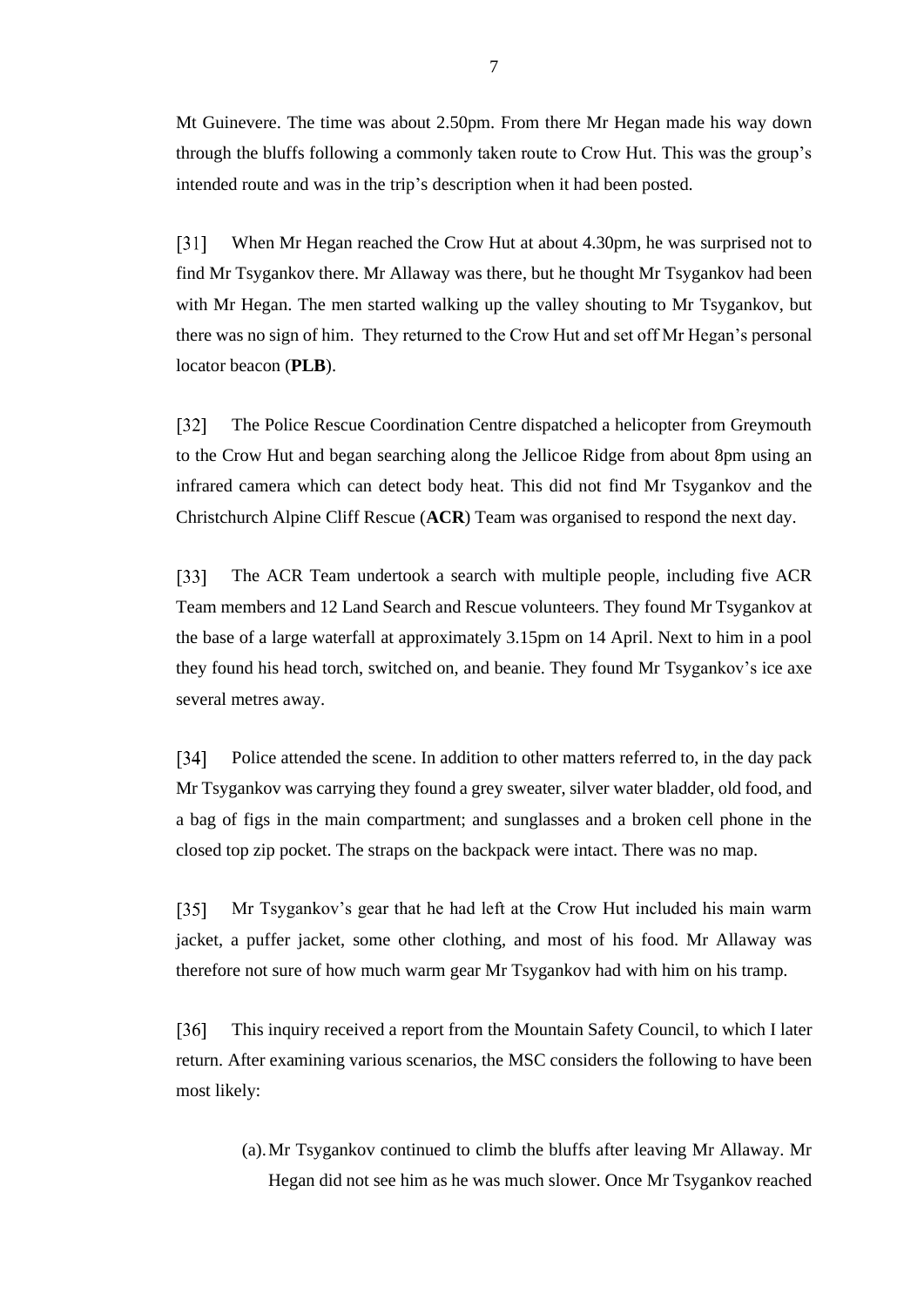Mt Guinevere. The time was about 2.50pm. From there Mr Hegan made his way down through the bluffs following a commonly taken route to Crow Hut. This was the group's intended route and was in the trip's description when it had been posted.

[31] When Mr Hegan reached the Crow Hut at about 4.30pm, he was surprised not to find Mr Tsygankov there. Mr Allaway was there, but he thought Mr Tsygankov had been with Mr Hegan. The men started walking up the valley shouting to Mr Tsygankov, but there was no sign of him. They returned to the Crow Hut and set off Mr Hegan's personal locator beacon (**PLB**).

[32] The Police Rescue Coordination Centre dispatched a helicopter from Greymouth to the Crow Hut and began searching along the Jellicoe Ridge from about 8pm using an infrared camera which can detect body heat. This did not find Mr Tsygankov and the Christchurch Alpine Cliff Rescue (**ACR**) Team was organised to respond the next day.

[33] The ACR Team undertook a search with multiple people, including five ACR Team members and 12 Land Search and Rescue volunteers. They found Mr Tsygankov at the base of a large waterfall at approximately 3.15pm on 14 April. Next to him in a pool they found his head torch, switched on, and beanie. They found Mr Tsygankov's ice axe several metres away.

[34] Police attended the scene. In addition to other matters referred to, in the day pack Mr Tsygankov was carrying they found a grey sweater, silver water bladder, old food, and a bag of figs in the main compartment; and sunglasses and a broken cell phone in the closed top zip pocket. The straps on the backpack were intact. There was no map.

[35] Mr Tsygankov's gear that he had left at the Crow Hut included his main warm jacket, a puffer jacket, some other clothing, and most of his food. Mr Allaway was therefore not sure of how much warm gear Mr Tsygankov had with him on his tramp.

[36] This inquiry received a report from the Mountain Safety Council, to which I later return. After examining various scenarios, the MSC considers the following to have been most likely:

(a). Mr Tsygankov continued to climb the bluffs after leaving Mr Allaway. Mr Hegan did not see him as he was much slower. Once Mr Tsygankov reached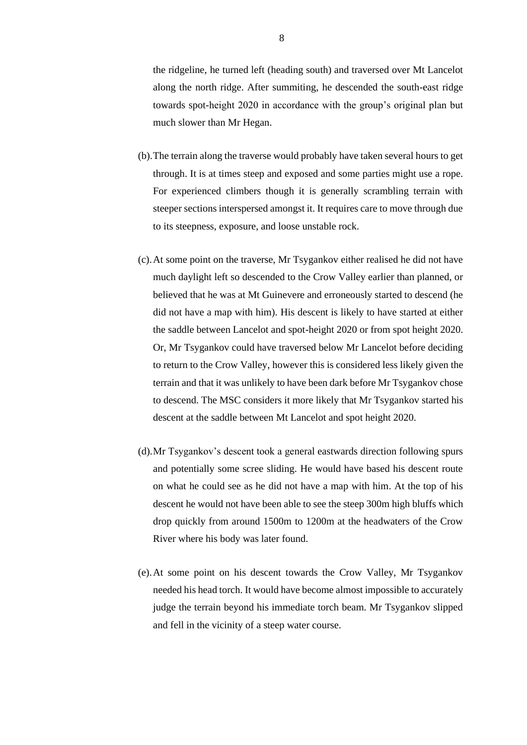the ridgeline, he turned left (heading south) and traversed over Mt Lancelot along the north ridge. After summiting, he descended the south-east ridge towards spot-height 2020 in accordance with the group's original plan but much slower than Mr Hegan.

(b). The terrain along the traverse would probably have taken several hours to get through. It is at times steep and exposed and some parties might use a rope. For experienced climbers though it is generally scrambling terrain with steeper sections interspersed amongst it. It requires care to move through due to its steepness, exposure, and loose unstable rock.

(c). At some point on the traverse, Mr Tsygankov either realised he did not have much daylight left so descended to the Crow Valley earlier than planned, or believed that he was at Mt Guinevere and erroneously started to descend (he did not have a map with him). His descent is likely to have started at either the saddle between Lancelot and spot-height 2020 or from spot height 2020. Or, Mr Tsygankov could have traversed below Mr Lancelot before deciding to return to the Crow Valley, however this is considered less likely given the terrain and that it was unlikely to have been dark before Mr Tsygankov chose to descend. The MSC considers it more likely that Mr Tsygankov started his descent at the saddle between Mt Lancelot and spot height 2020.

(d). Mr Tsygankov's descent took a general eastwards direction following spurs and potentially some scree sliding. He would have based his descent route on what he could see as he did not have a map with him. At the top of his descent he would not have been able to see the steep 300m high bluffs which drop quickly from around 1500m to 1200m at the headwaters of the Crow River where his body was later found.

(e). At some point on his descent towards the Crow Valley, Mr Tsygankov needed his head torch. It would have become almost impossible to accurately judge the terrain beyond his immediate torch beam. Mr Tsygankov slipped and fell in the vicinity of a steep water course.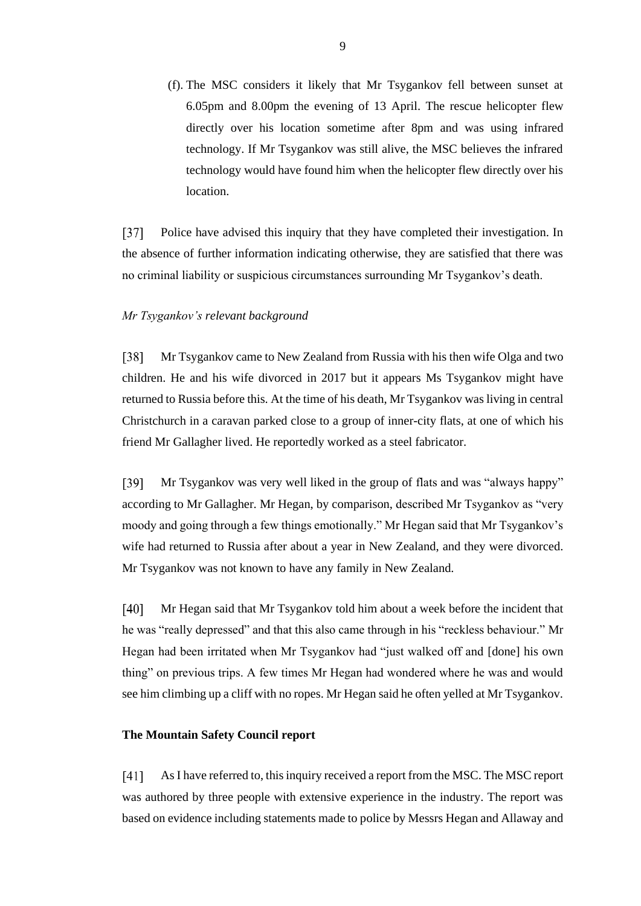(f). The MSC considers it likely that Mr Tsygankov fell between sunset at 6.05pm and 8.00pm the evening of 13 April. The rescue helicopter flew directly over his location sometime after 8pm and was using infrared technology. If Mr Tsygankov was still alive, the MSC believes the infrared technology would have found him when the helicopter flew directly over his location.

[37] Police have advised this inquiry that they have completed their investigation. In the absence of further information indicating otherwise, they are satisfied that there was no criminal liability or suspicious circumstances surrounding Mr Tsygankov's death.

*Mr Tsygankov's relevant background*

[38] Mr Tsygankov came to New Zealand from Russia with his then wife Olga and two children. He and his wife divorced in 2017 but it appears Ms Tsygankov might have returned to Russia before this. At the time of his death, Mr Tsygankov was living in central Christchurch in a caravan parked close to a group of inner-city flats, at one of which his friend Mr Gallagher lived. He reportedly worked as a steel fabricator.

[39] Mr Tsygankov was very well liked in the group of flats and was "always happy" according to Mr Gallagher. Mr Hegan, by comparison, described Mr Tsygankov as "very moody and going through a few things emotionally." Mr Hegan said that Mr Tsygankov's wife had returned to Russia after about a year in New Zealand, and they were divorced. Mr Tsygankov was not known to have any family in New Zealand.

[40] Mr Hegan said that Mr Tsygankov told him about a week before the incident that he was "really depressed" and that this also came through in his "reckless behaviour." Mr Hegan had been irritated when Mr Tsygankov had "just walked off and [done] his own thing" on previous trips. A few times Mr Hegan had wondered where he was and would see him climbing up a cliff with no ropes. Mr Hegan said he often yelled at Mr Tsygankov.

**The Mountain Safety Council report**

[41] As I have referred to, this inquiry received a report from the MSC. The MSC report was authored by three people with extensive experience in the industry. The report was based on evidence including statements made to police by Messrs Hegan and Allaway and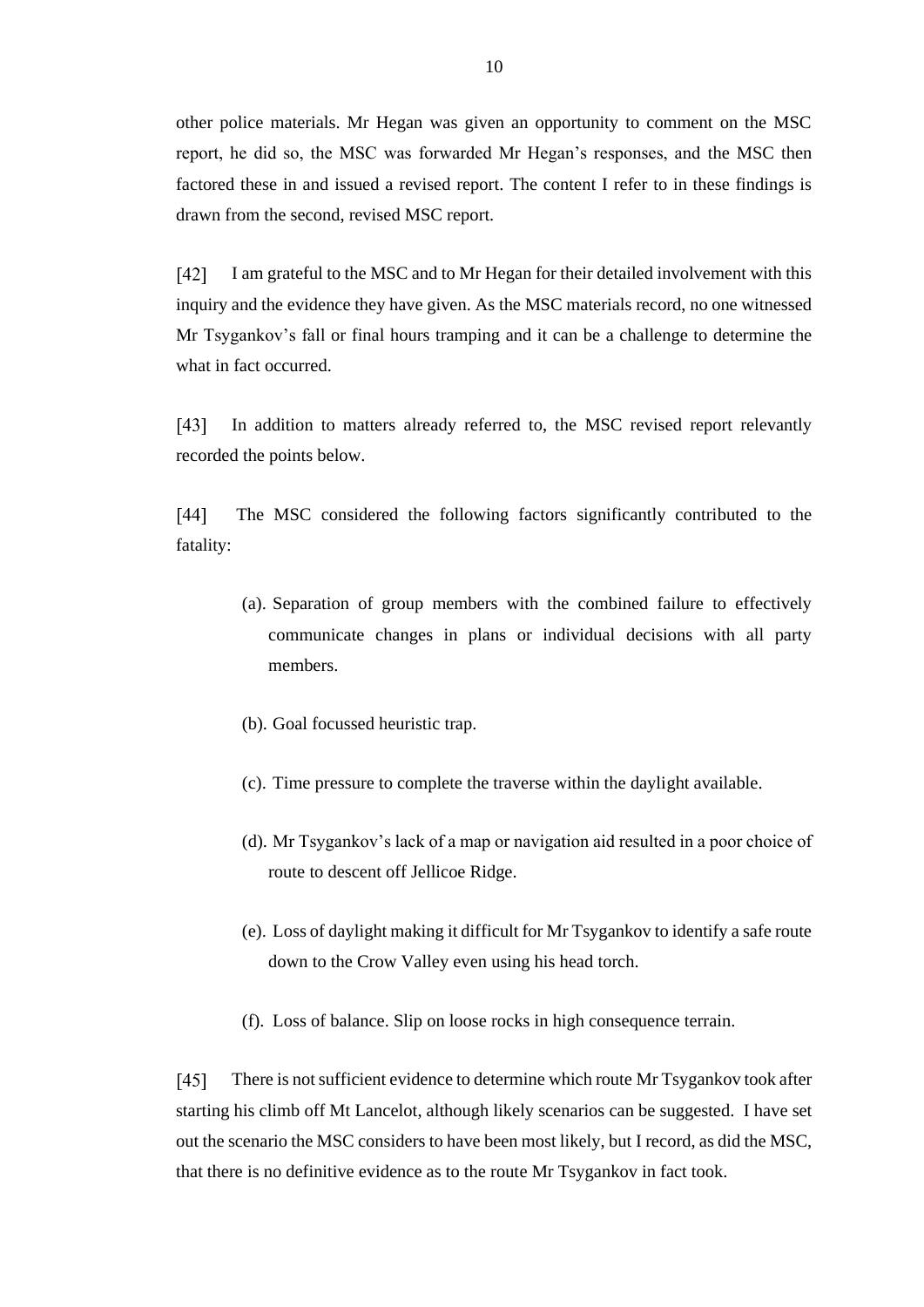other police materials. Mr Hegan was given an opportunity to comment on the MSC report, he did so, the MSC was forwarded Mr Hegan's responses, and the MSC then factored these in and issued a revised report. The content I refer to in these findings is drawn from the second, revised MSC report.

[42] I am grateful to the MSC and to Mr Hegan for their detailed involvement with this inquiry and the evidence they have given. As the MSC materials record, no one witnessed Mr Tsygankov's fall or final hours tramping and it can be a challenge to determine the what in fact occurred.

[43] In addition to matters already referred to, the MSC revised report relevantly recorded the points below.

[44] The MSC considered the following factors significantly contributed to the fatality:

(a). Separation of group members with the combined failure to effectively communicate changes in plans or individual decisions with all party members.

(b). Goal focussed heuristic trap.

(c). Time pressure to complete the traverse within the daylight available.

(d). Mr Tsygankov's lack of a map or navigation aid resulted in a poor choice of route to descent off Jellicoe Ridge.

(e). Loss of daylight making it difficult for Mr Tsygankov to identify a safe route down to the Crow Valley even using his head torch.

(f). Loss of balance. Slip on loose rocks in high consequence terrain.

[45] There is not sufficient evidence to determine which route Mr Tsygankov took after starting his climb off Mt Lancelot, although likely scenarios can be suggested. I have set out the scenario the MSC considers to have been most likely, but I record, as did the MSC, that there is no definitive evidence as to the route Mr Tsygankov in fact took.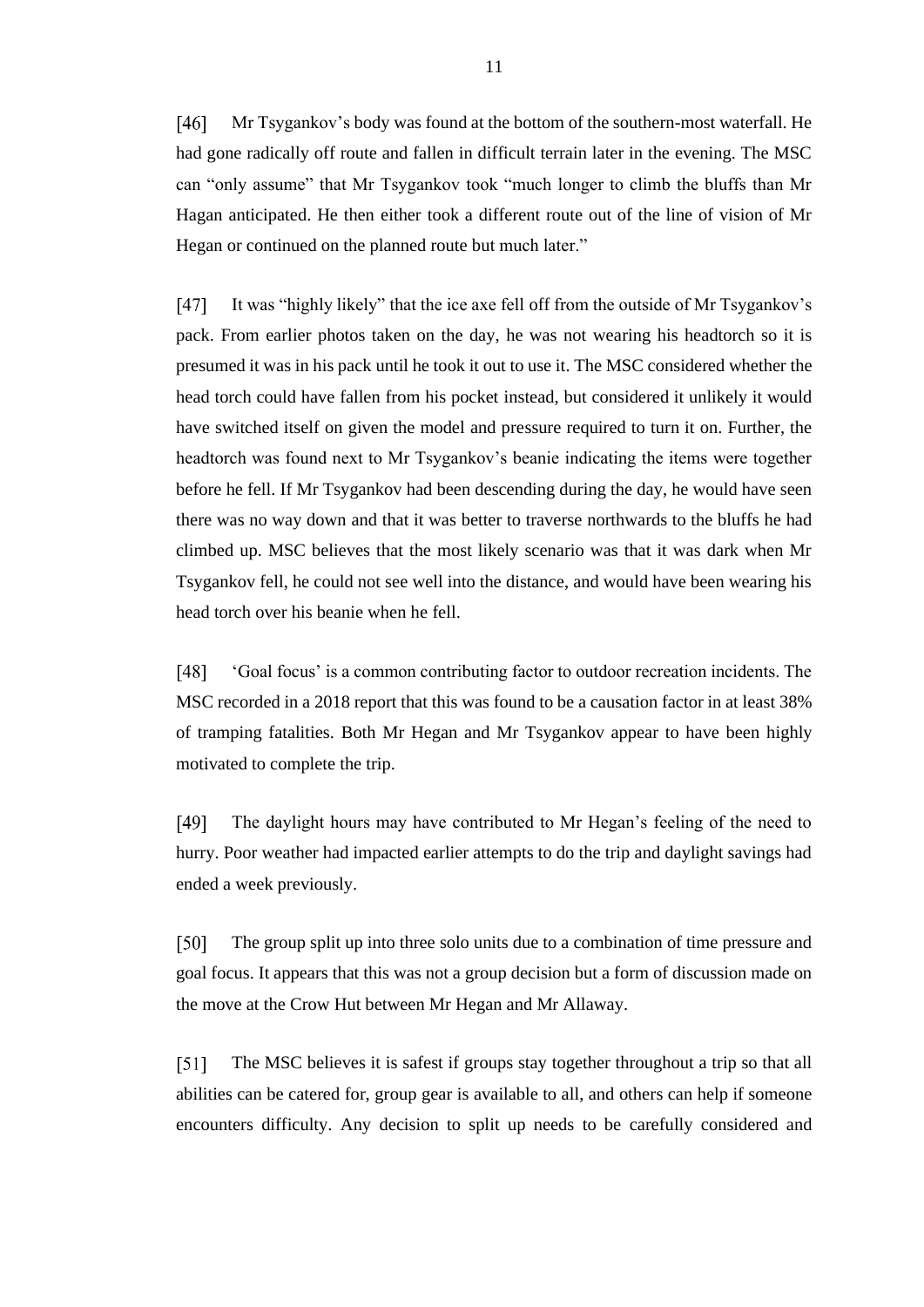[46] Mr Tsygankov's body was found at the bottom of the southern-most waterfall. He had gone radically off route and fallen in difficult terrain later in the evening. The MSC can "only assume" that Mr Tsygankov took "much longer to climb the bluffs than Mr Hagan anticipated. He then either took a different route out of the line of vision of Mr Hegan or continued on the planned route but much later."

[47] It was "highly likely" that the ice axe fell off from the outside of Mr Tsygankov's pack. From earlier photos taken on the day, he was not wearing his headtorch so it is presumed it was in his pack until he took it out to use it. The MSC considered whether the head torch could have fallen from his pocket instead, but considered it unlikely it would have switched itself on given the model and pressure required to turn it on. Further, the headtorch was found next to Mr Tsygankov's beanie indicating the items were together before he fell. If Mr Tsygankov had been descending during the day, he would have seen there was no way down and that it was better to traverse northwards to the bluffs he had climbed up. MSC believes that the most likely scenario was that it was dark when Mr Tsygankov fell, he could not see well into the distance, and would have been wearing his head torch over his beanie when he fell.

[48] 'Goal focus' is a common contributing factor to outdoor recreation incidents. The MSC recorded in a 2018 report that this was found to be a causation factor in at least 38% of tramping fatalities. Both Mr Hegan and Mr Tsygankov appear to have been highly motivated to complete the trip.

[49] The daylight hours may have contributed to Mr Hegan's feeling of the need to hurry. Poor weather had impacted earlier attempts to do the trip and daylight savings had ended a week previously.

[50] The group split up into three solo units due to a combination of time pressure and goal focus. It appears that this was not a group decision but a form of discussion made on the move at the Crow Hut between Mr Hegan and Mr Allaway.

[51] The MSC believes it is safest if groups stay together throughout a trip so that all abilities can be catered for, group gear is available to all, and others can help if someone encounters difficulty. Any decision to split up needs to be carefully considered and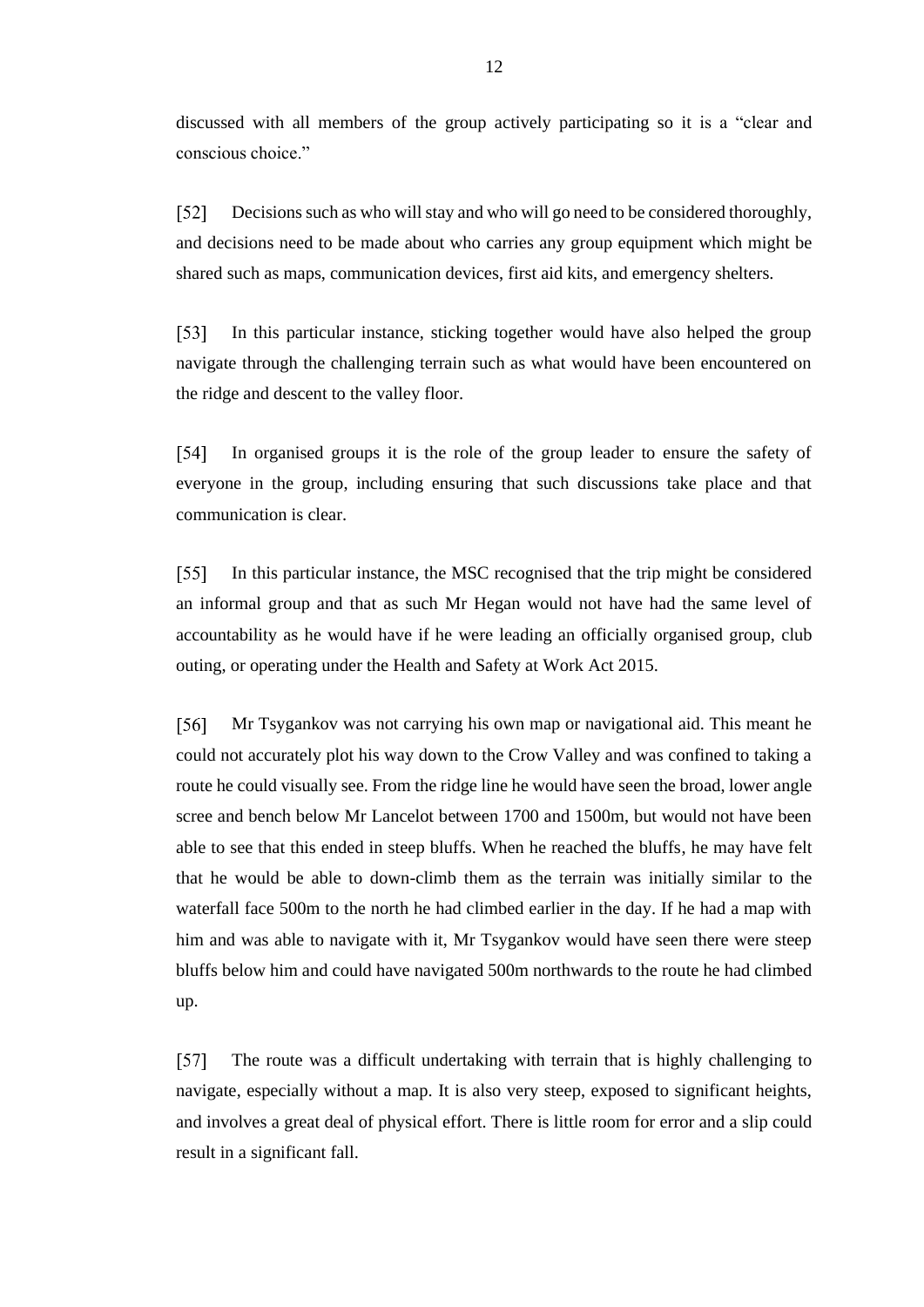discussed with all members of the group actively participating so it is a "clear and conscious choice."

[52] Decisions such as who will stay and who will go need to be considered thoroughly, and decisions need to be made about who carries any group equipment which might be shared such as maps, communication devices, first aid kits, and emergency shelters.

[53] In this particular instance, sticking together would have also helped the group navigate through the challenging terrain such as what would have been encountered on the ridge and descent to the valley floor.

[54] In organised groups it is the role of the group leader to ensure the safety of everyone in the group, including ensuring that such discussions take place and that communication is clear.

[55] In this particular instance, the MSC recognised that the trip might be considered an informal group and that as such Mr Hegan would not have had the same level of accountability as he would have if he were leading an officially organised group, club outing, or operating under the Health and Safety at Work Act 2015.

[56] Mr Tsygankov was not carrying his own map or navigational aid. This meant he could not accurately plot his way down to the Crow Valley and was confined to taking a route he could visually see. From the ridge line he would have seen the broad, lower angle scree and bench below Mr Lancelot between 1700 and 1500m, but would not have been able to see that this ended in steep bluffs. When he reached the bluffs, he may have felt that he would be able to down-climb them as the terrain was initially similar to the waterfall face 500m to the north he had climbed earlier in the day. If he had a map with him and was able to navigate with it, Mr Tsygankov would have seen there were steep bluffs below him and could have navigated 500m northwards to the route he had climbed up.

[57] The route was a difficult undertaking with terrain that is highly challenging to navigate, especially without a map. It is also very steep, exposed to significant heights, and involves a great deal of physical effort. There is little room for error and a slip could result in a significant fall.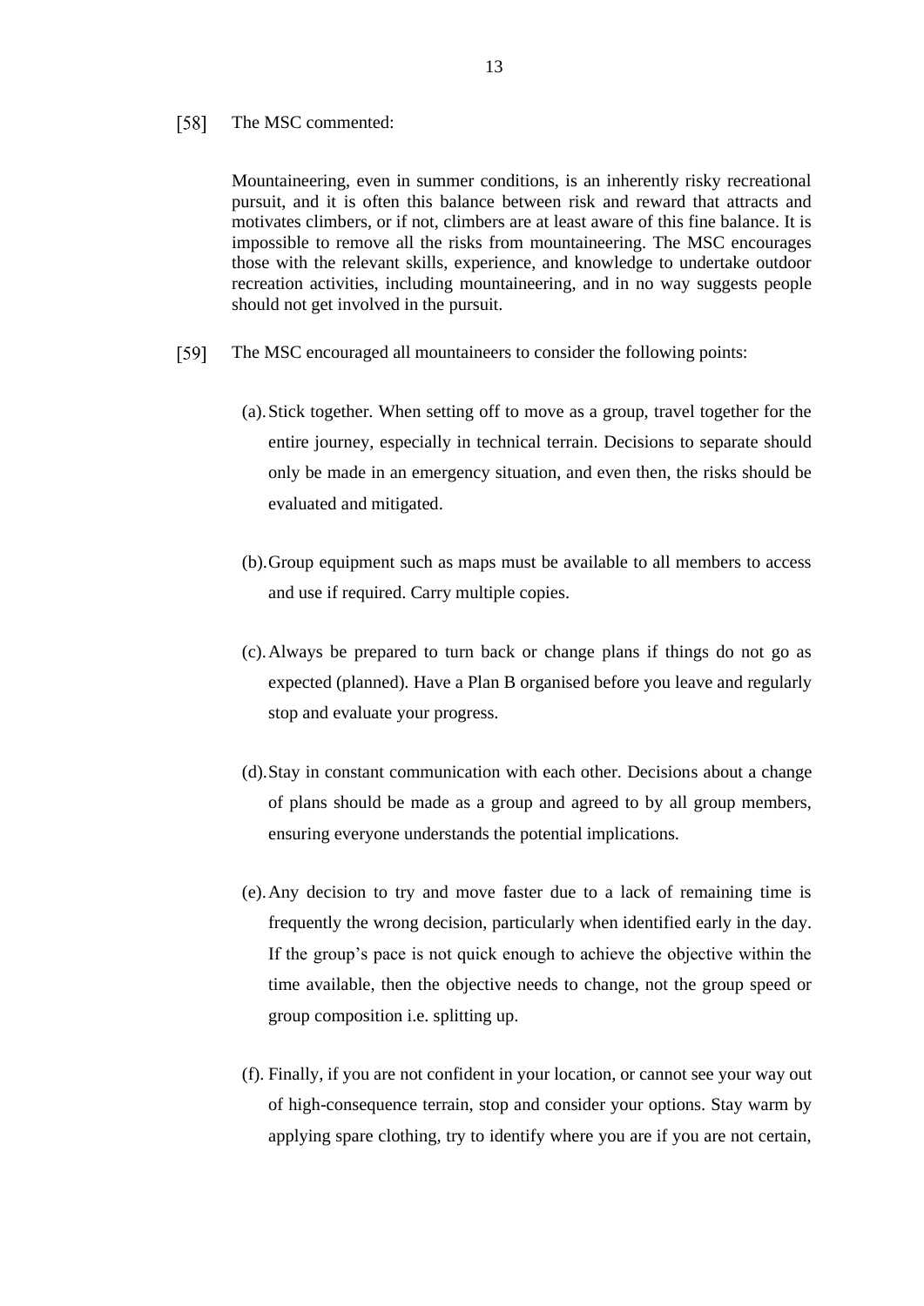[58] The MSC commented:

> Mountaineering, even in summer conditions, is an inherently risky recreational pursuit, and it is often this balance between risk and reward that attracts and motivates climbers, or if not, climbers are at least aware of this fine balance. It is impossible to remove all the risks from mountaineering. The MSC encourages those with the relevant skills, experience, and knowledge to undertake outdoor recreation activities, including mountaineering, and in no way suggests people should not get involved in the pursuit.

[59] The MSC encouraged all mountaineers to consider the following points:

(a). Stick together. When setting off to move as a group, travel together for the entire journey, especially in technical terrain. Decisions to separate should only be made in an emergency situation, and even then, the risks should be evaluated and mitigated.

(b). Group equipment such as maps must be available to all members to access and use if required. Carry multiple copies.

(c). Always be prepared to turn back or change plans if things do not go as expected (planned). Have a Plan B organised before you leave and regularly stop and evaluate your progress.

(d). Stay in constant communication with each other. Decisions about a change of plans should be made as a group and agreed to by all group members, ensuring everyone understands the potential implications.

(e). Any decision to try and move faster due to a lack of remaining time is frequently the wrong decision, particularly when identified early in the day. If the group's pace is not quick enough to achieve the objective within the time available, then the objective needs to change, not the group speed or group composition i.e. splitting up.

(f). Finally, if you are not confident in your location, or cannot see your way out of high-consequence terrain, stop and consider your options. Stay warm by applying spare clothing, try to identify where you are if you are not certain,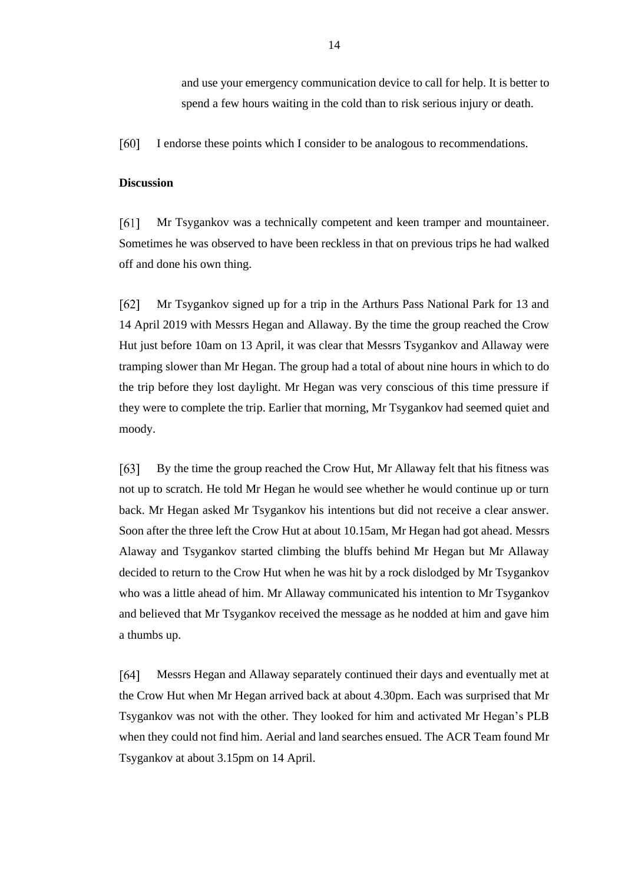and use your emergency communication device to call for help. It is better to spend a few hours waiting in the cold than to risk serious injury or death.

[60] I endorse these points which I consider to be analogous to recommendations.

**Discussion**

[61] Mr Tsygankov was a technically competent and keen tramper and mountaineer. Sometimes he was observed to have been reckless in that on previous trips he had walked off and done his own thing.

[62] Mr Tsygankov signed up for a trip in the Arthurs Pass National Park for 13 and 14 April 2019 with Messrs Hegan and Allaway. By the time the group reached the Crow Hut just before 10am on 13 April, it was clear that Messrs Tsygankov and Allaway were tramping slower than Mr Hegan. The group had a total of about nine hours in which to do the trip before they lost daylight. Mr Hegan was very conscious of this time pressure if they were to complete the trip. Earlier that morning, Mr Tsygankov had seemed quiet and moody.

[63] By the time the group reached the Crow Hut, Mr Allaway felt that his fitness was not up to scratch. He told Mr Hegan he would see whether he would continue up or turn back. Mr Hegan asked Mr Tsygankov his intentions but did not receive a clear answer. Soon after the three left the Crow Hut at about 10.15am, Mr Hegan had got ahead. Messrs Alaway and Tsygankov started climbing the bluffs behind Mr Hegan but Mr Allaway decided to return to the Crow Hut when he was hit by a rock dislodged by Mr Tsygankov who was a little ahead of him. Mr Allaway communicated his intention to Mr Tsygankov and believed that Mr Tsygankov received the message as he nodded at him and gave him a thumbs up.

[64] Messrs Hegan and Allaway separately continued their days and eventually met at the Crow Hut when Mr Hegan arrived back at about 4.30pm. Each was surprised that Mr Tsygankov was not with the other. They looked for him and activated Mr Hegan's PLB when they could not find him. Aerial and land searches ensued. The ACR Team found Mr Tsygankov at about 3.15pm on 14 April.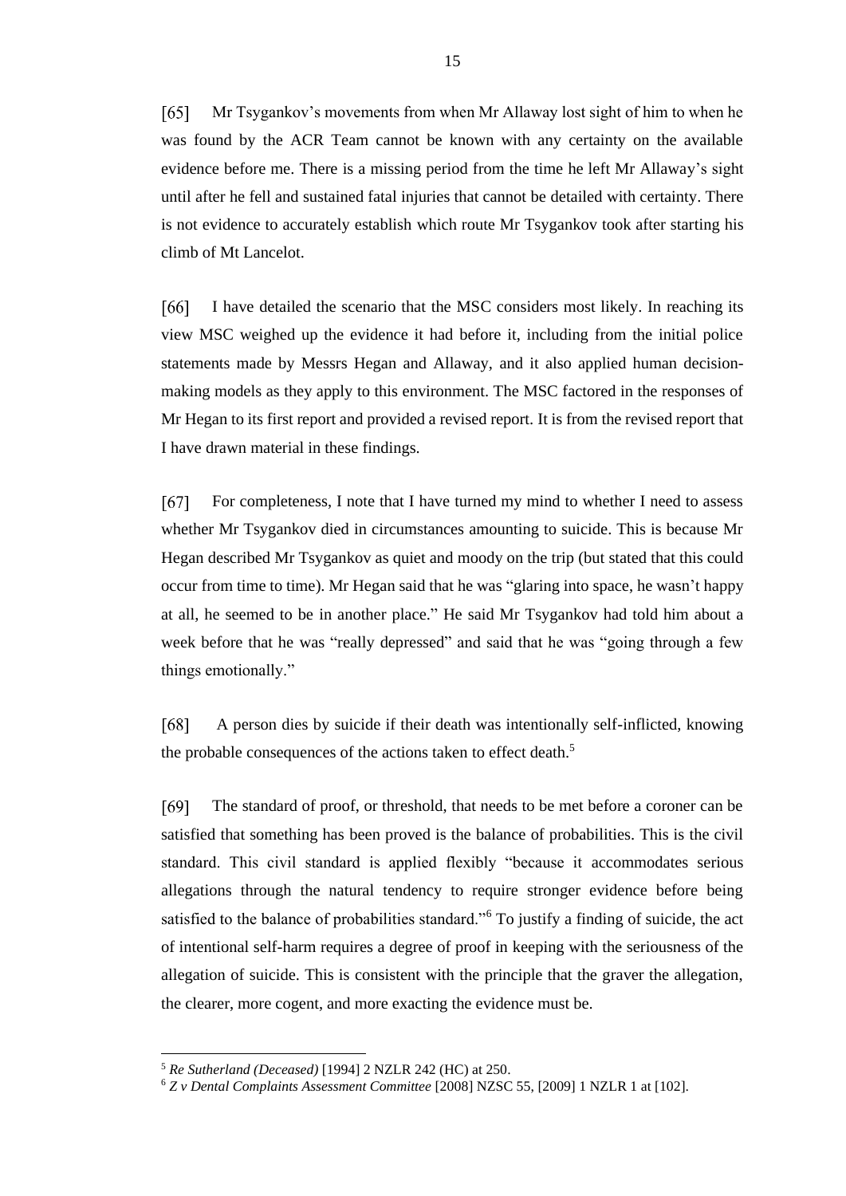[65] Mr Tsygankov's movements from when Mr Allaway lost sight of him to when he was found by the ACR Team cannot be known with any certainty on the available evidence before me. There is a missing period from the time he left Mr Allaway's sight until after he fell and sustained fatal injuries that cannot be detailed with certainty. There is not evidence to accurately establish which route Mr Tsygankov took after starting his climb of Mt Lancelot.

[66] I have detailed the scenario that the MSC considers most likely. In reaching its view MSC weighed up the evidence it had before it, including from the initial police statements made by Messrs Hegan and Allaway, and it also applied human decision-making models as they apply to this environment. The MSC factored in the responses of Mr Hegan to its first report and provided a revised report. It is from the revised report that I have drawn material in these findings.

[67] For completeness, I note that I have turned my mind to whether I need to assess whether Mr Tsygankov died in circumstances amounting to suicide. This is because Mr Hegan described Mr Tsygankov as quiet and moody on the trip (but stated that this could occur from time to time). Mr Hegan said that he was "glaring into space, he wasn't happy at all, he seemed to be in another place." He said Mr Tsygankov had told him about a week before that he was "really depressed" and said that he was "going through a few things emotionally."

[68] A person dies by suicide if their death was intentionally self-inflicted, knowing the probable consequences of the actions taken to effect death.[5]

[69] The standard of proof, or threshold, that needs to be met before a coroner can be satisfied that something has been proved is the balance of probabilities. This is the civil standard. This civil standard is applied flexibly "because it accommodates serious allegations through the natural tendency to require stronger evidence before being satisfied to the balance of probabilities standard."[6] To justify a finding of suicide, the act of intentional self-harm requires a degree of proof in keeping with the seriousness of the allegation of suicide. This is consistent with the principle that the graver the allegation, the clearer, more cogent, and more exacting the evidence must be.

---

[5] *Re Sutherland (Deceased)* [1994] 2 NZLR 242 (HC) at 250.

[6] *Z v Dental Complaints Assessment Committee* [2008] NZSC 55, [2009] 1 NZLR 1 at [102].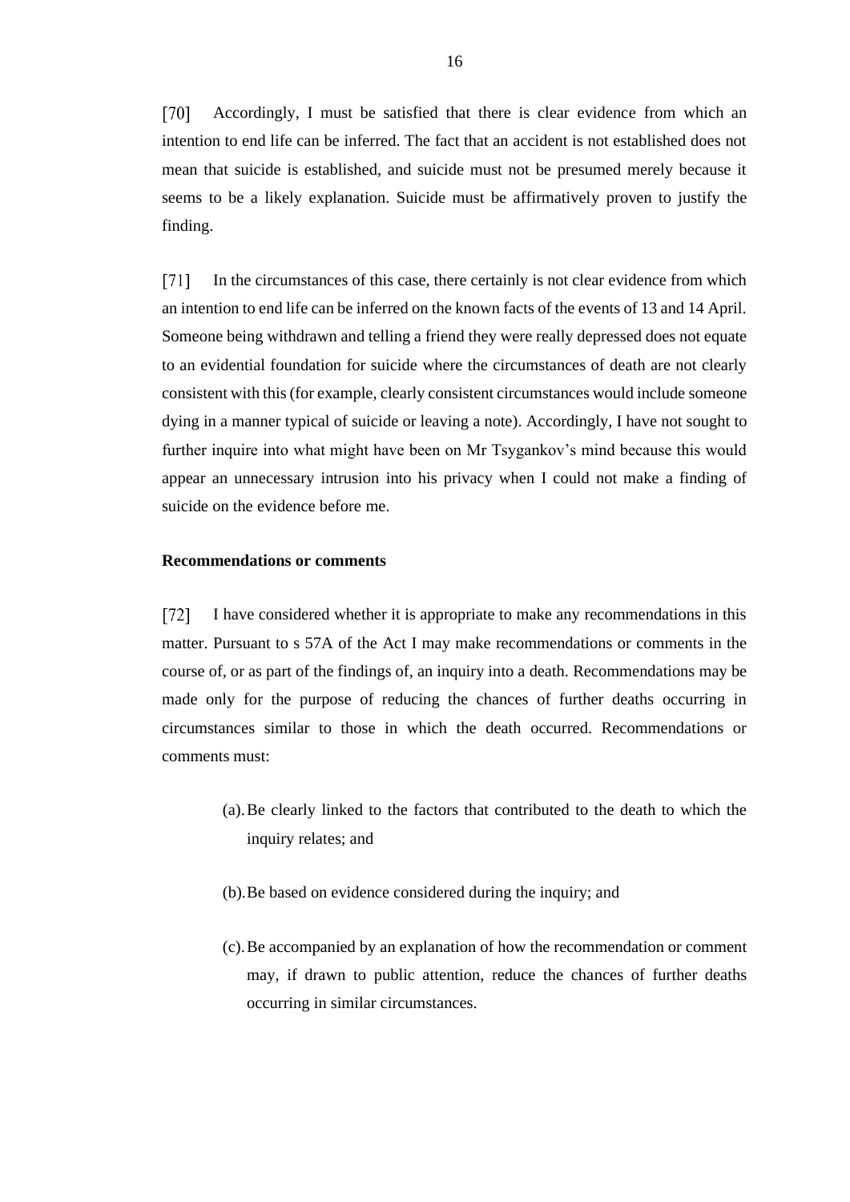[70] Accordingly, I must be satisfied that there is clear evidence from which an intention to end life can be inferred. The fact that an accident is not established does not mean that suicide is established, and suicide must not be presumed merely because it seems to be a likely explanation. Suicide must be affirmatively proven to justify the finding.

[71] In the circumstances of this case, there certainly is not clear evidence from which an intention to end life can be inferred on the known facts of the events of 13 and 14 April. Someone being withdrawn and telling a friend they were really depressed does not equate to an evidential foundation for suicide where the circumstances of death are not clearly consistent with this (for example, clearly consistent circumstances would include someone dying in a manner typical of suicide or leaving a note). Accordingly, I have not sought to further inquire into what might have been on Mr Tsygankov's mind because this would appear an unnecessary intrusion into his privacy when I could not make a finding of suicide on the evidence before me.

**Recommendations or comments**

[72] I have considered whether it is appropriate to make any recommendations in this matter. Pursuant to s 57A of the Act I may make recommendations or comments in the course of, or as part of the findings of, an inquiry into a death. Recommendations may be made only for the purpose of reducing the chances of further deaths occurring in circumstances similar to those in which the death occurred. Recommendations or comments must:

(a). Be clearly linked to the factors that contributed to the death to which the inquiry relates; and

(b). Be based on evidence considered during the inquiry; and

(c). Be accompanied by an explanation of how the recommendation or comment may, if drawn to public attention, reduce the chances of further deaths occurring in similar circumstances.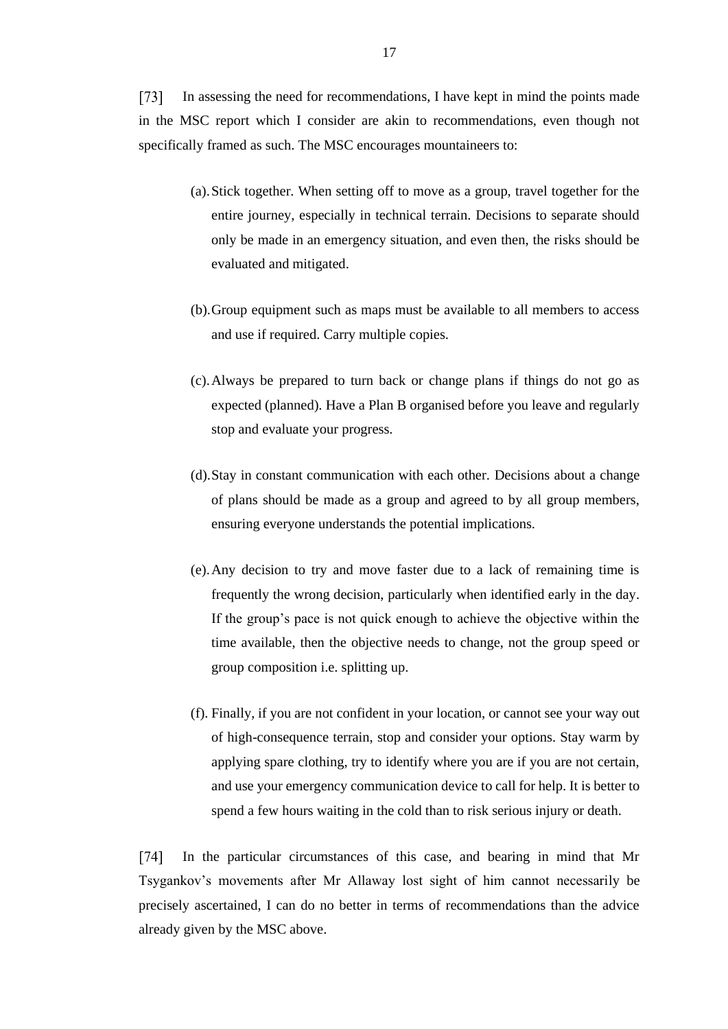[73] In assessing the need for recommendations, I have kept in mind the points made in the MSC report which I consider are akin to recommendations, even though not specifically framed as such. The MSC encourages mountaineers to:

> (a). Stick together. When setting off to move as a group, travel together for the entire journey, especially in technical terrain. Decisions to separate should only be made in an emergency situation, and even then, the risks should be evaluated and mitigated.
>
> (b). Group equipment such as maps must be available to all members to access and use if required. Carry multiple copies.
>
> (c). Always be prepared to turn back or change plans if things do not go as expected (planned). Have a Plan B organised before you leave and regularly stop and evaluate your progress.
>
> (d). Stay in constant communication with each other. Decisions about a change of plans should be made as a group and agreed to by all group members, ensuring everyone understands the potential implications.
>
> (e). Any decision to try and move faster due to a lack of remaining time is frequently the wrong decision, particularly when identified early in the day. If the group's pace is not quick enough to achieve the objective within the time available, then the objective needs to change, not the group speed or group composition i.e. splitting up.
>
> (f). Finally, if you are not confident in your location, or cannot see your way out of high-consequence terrain, stop and consider your options. Stay warm by applying spare clothing, try to identify where you are if you are not certain, and use your emergency communication device to call for help. It is better to spend a few hours waiting in the cold than to risk serious injury or death.

[74] In the particular circumstances of this case, and bearing in mind that Mr Tsygankov's movements after Mr Allaway lost sight of him cannot necessarily be precisely ascertained, I can do no better in terms of recommendations than the advice already given by the MSC above.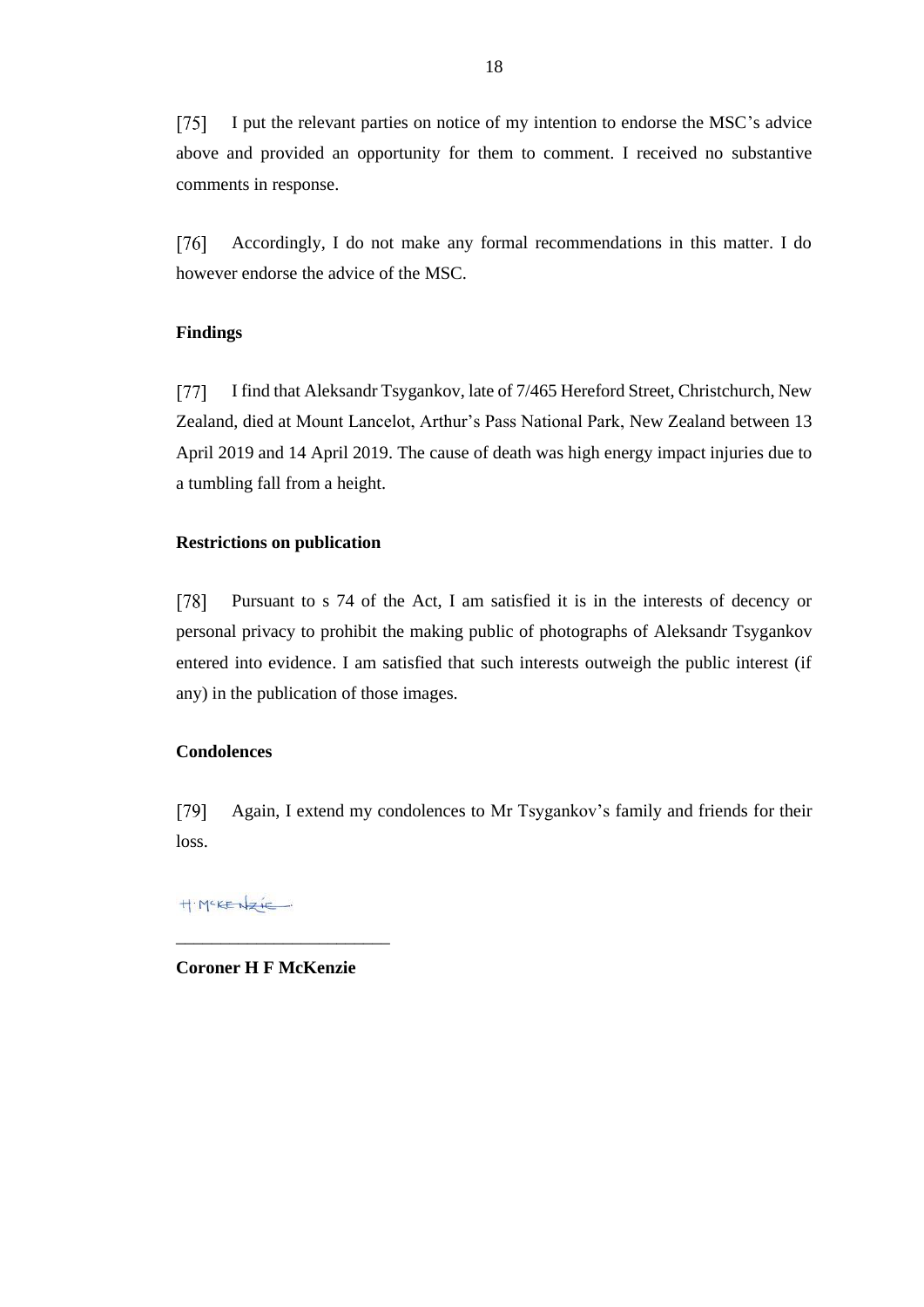[75] I put the relevant parties on notice of my intention to endorse the MSC's advice above and provided an opportunity for them to comment. I received no substantive comments in response.

[76] Accordingly, I do not make any formal recommendations in this matter. I do however endorse the advice of the MSC.

**Findings**

[77] I find that Aleksandr Tsygankov, late of 7/465 Hereford Street, Christchurch, New Zealand, died at Mount Lancelot, Arthur's Pass National Park, New Zealand between 13 April 2019 and 14 April 2019. The cause of death was high energy impact injuries due to a tumbling fall from a height.

**Restrictions on publication**

[78] Pursuant to s 74 of the Act, I am satisfied it is in the interests of decency or personal privacy to prohibit the making public of photographs of Aleksandr Tsygankov entered into evidence. I am satisfied that such interests outweigh the public interest (if any) in the publication of those images.

**Condolences**

[79] Again, I extend my condolences to Mr Tsygankov's family and friends for their loss.

H. McKenzie

\_\_\_\_\_\_\_\_\_\_\_\_\_\_\_\_\_\_\_\_\_\_\_\_

**Coroner H F McKenzie**